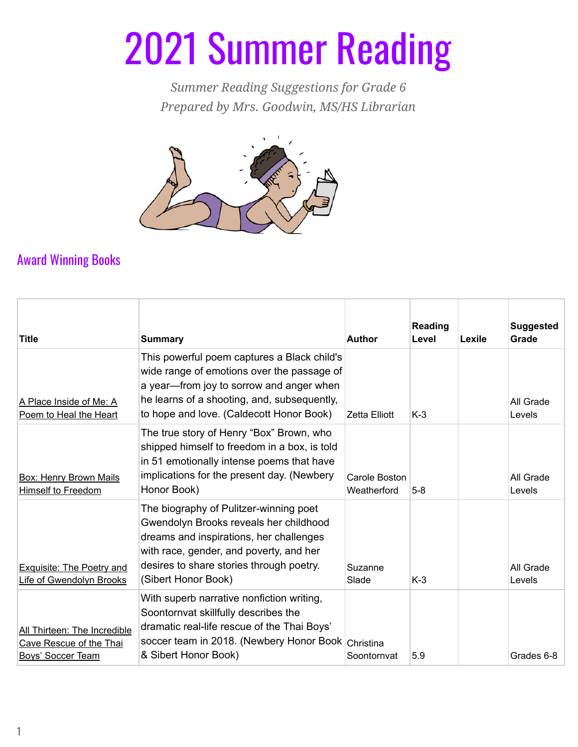# 2021 Summer Reading

*Summer Reading Suggestions for Grade 6*
*Prepared by Mrs. Goodwin, MS/HS Librarian*

## Award Winning Books

| Title | Summary | Author | Reading Level | Lexile | Suggested Grade |
|---|---|---|---|---|---|
| A Place Inside of Me: A Poem to Heal the Heart | This powerful poem captures a Black child's wide range of emotions over the passage of a year—from joy to sorrow and anger when he learns of a shooting, and, subsequently, to hope and love. (Caldecott Honor Book) | Zetta Elliott | K-3 | | All Grade Levels |
| Box: Henry Brown Mails Himself to Freedom | The true story of Henry "Box" Brown, who shipped himself to freedom in a box, is told in 51 emotionally intense poems that have implications for the present day. (Newbery Honor Book) | Carole Boston Weatherford | 5-8 | | All Grade Levels |
| Exquisite: The Poetry and Life of Gwendolyn Brooks | The biography of Pulitzer-winning poet Gwendolyn Brooks reveals her childhood dreams and inspirations, her challenges with race, gender, and poverty, and her desires to share stories through poetry. (Sibert Honor Book) | Suzanne Slade | K-3 | | All Grade Levels |
| All Thirteen: The Incredible Cave Rescue of the Thai Boys' Soccer Team | With superb narrative nonfiction writing, Soontornvat skillfully describes the dramatic real-life rescue of the Thai Boys' soccer team in 2018. (Newbery Honor Book & Sibert Honor Book) | Christina Soontornvat | 5.9 | | Grades 6-8 |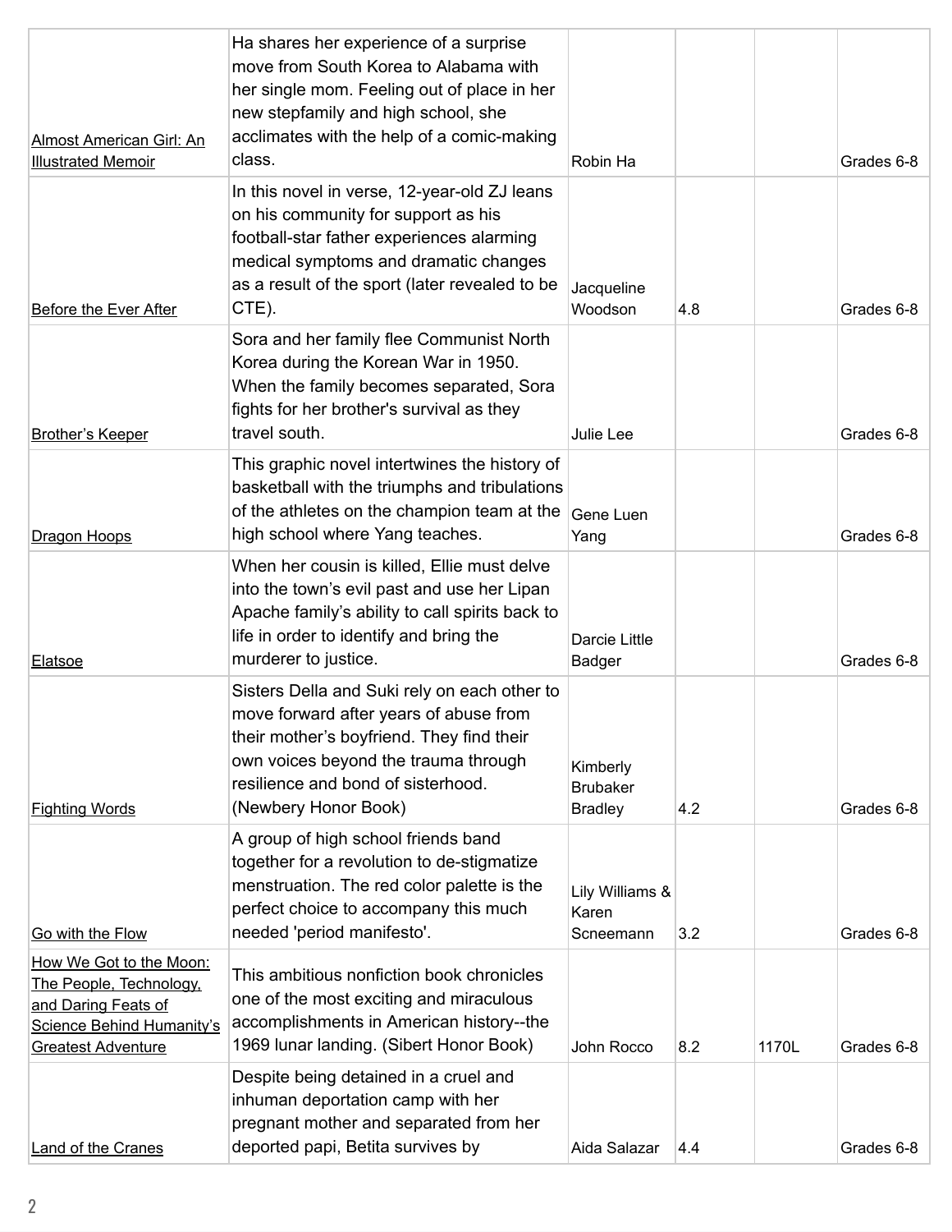| | | | | | |
|---|---|---|---|---|---|
| Almost American Girl: An Illustrated Memoir | Ha shares her experience of a surprise move from South Korea to Alabama with her single mom. Feeling out of place in her new stepfamily and high school, she acclimates with the help of a comic-making class. | Robin Ha | | | Grades 6-8 |
| Before the Ever After | In this novel in verse, 12-year-old ZJ leans on his community for support as his football-star father experiences alarming medical symptoms and dramatic changes as a result of the sport (later revealed to be CTE). | Jacqueline Woodson | 4.8 | | Grades 6-8 |
| Brother's Keeper | Sora and her family flee Communist North Korea during the Korean War in 1950. When the family becomes separated, Sora fights for her brother's survival as they travel south. | Julie Lee | | | Grades 6-8 |
| Dragon Hoops | This graphic novel intertwines the history of basketball with the triumphs and tribulations of the athletes on the champion team at the high school where Yang teaches. | Gene Luen Yang | | | Grades 6-8 |
| Elatsoe | When her cousin is killed, Ellie must delve into the town's evil past and use her Lipan Apache family's ability to call spirits back to life in order to identify and bring the murderer to justice. | Darcie Little Badger | | | Grades 6-8 |
| Fighting Words | Sisters Della and Suki rely on each other to move forward after years of abuse from their mother's boyfriend. They find their own voices beyond the trauma through resilience and bond of sisterhood. (Newbery Honor Book) | Kimberly Brubaker Bradley | 4.2 | | Grades 6-8 |
| Go with the Flow | A group of high school friends band together for a revolution to de-stigmatize menstruation. The red color palette is the perfect choice to accompany this much needed 'period manifesto'. | Lily Williams & Karen Scneemann | 3.2 | | Grades 6-8 |
| How We Got to the Moon: The People, Technology, and Daring Feats of Science Behind Humanity's Greatest Adventure | This ambitious nonfiction book chronicles one of the most exciting and miraculous accomplishments in American history--the 1969 lunar landing. (Sibert Honor Book) | John Rocco | 8.2 | 1170L | Grades 6-8 |
| Land of the Cranes | Despite being detained in a cruel and inhuman deportation camp with her pregnant mother and separated from her deported papi, Betita survives by | Aida Salazar | 4.4 | | Grades 6-8 |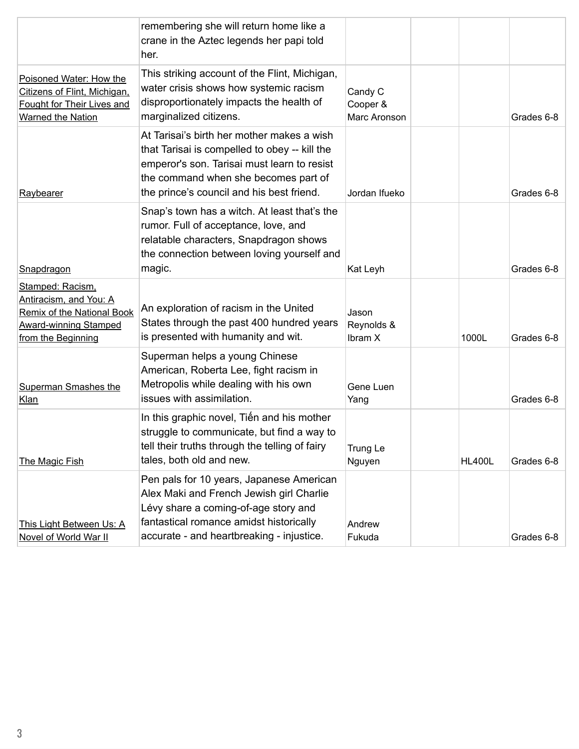| | | | | | |
|---|---|---|---|---|---|
| | remembering she will return home like a crane in the Aztec legends her papi told her. | | | | |
| Poisoned Water: How the Citizens of Flint, Michigan, Fought for Their Lives and Warned the Nation | This striking account of the Flint, Michigan, water crisis shows how systemic racism disproportionately impacts the health of marginalized citizens. | Candy C Cooper & Marc Aronson | | | Grades 6-8 |
| Raybearer | At Tarisai's birth her mother makes a wish that Tarisai is compelled to obey -- kill the emperor's son. Tarisai must learn to resist the command when she becomes part of the prince's council and his best friend. | Jordan Ifueko | | | Grades 6-8 |
| Snapdragon | Snap's town has a witch. At least that's the rumor. Full of acceptance, love, and relatable characters, Snapdragon shows the connection between loving yourself and magic. | Kat Leyh | | | Grades 6-8 |
| Stamped: Racism, Antiracism, and You: A Remix of the National Book Award-winning Stamped from the Beginning | An exploration of racism in the United States through the past 400 hundred years is presented with humanity and wit. | Jason Reynolds & Ibram X | | 1000L | Grades 6-8 |
| Superman Smashes the Klan | Superman helps a young Chinese American, Roberta Lee, fight racism in Metropolis while dealing with his own issues with assimilation. | Gene Luen Yang | | | Grades 6-8 |
| The Magic Fish | In this graphic novel, Tiến and his mother struggle to communicate, but find a way to tell their truths through the telling of fairy tales, both old and new. | Trung Le Nguyen | | HL400L | Grades 6-8 |
| This Light Between Us: A Novel of World War II | Pen pals for 10 years, Japanese American Alex Maki and French Jewish girl Charlie Lévy share a coming-of-age story and fantastical romance amidst historically accurate - and heartbreaking - injustice. | Andrew Fukuda | | | Grades 6-8 |